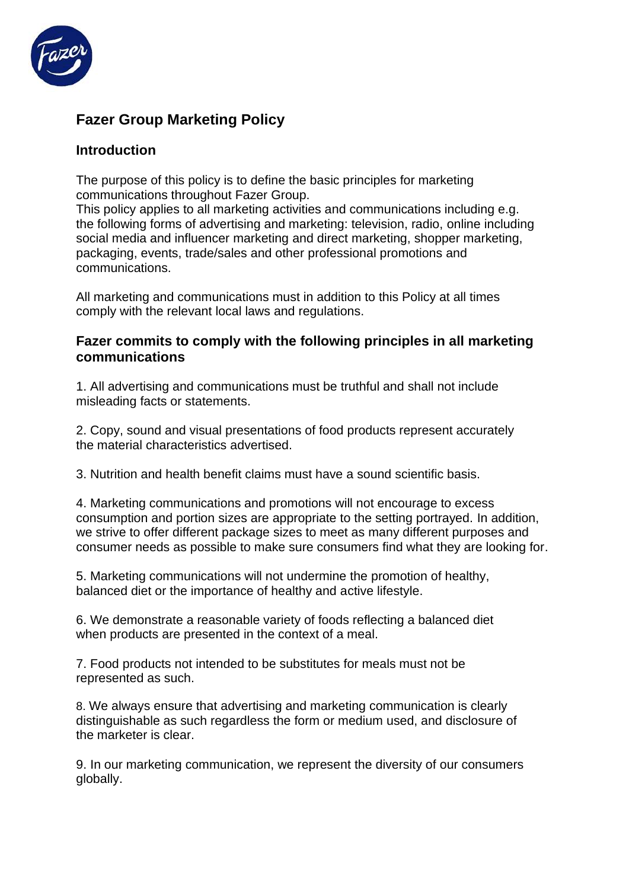# Fazer Group Marketing Policy

## Introduction

The purpose of this policy is to define the basic principles for marketing communications throughout Fazer Group.
This policy applies to all marketing activities and communications including e.g. the following forms of advertising and marketing: television, radio, online including social media and influencer marketing and direct marketing, shopper marketing, packaging, events, trade/sales and other professional promotions and communications.

All marketing and communications must in addition to this Policy at all times comply with the relevant local laws and regulations.

## Fazer commits to comply with the following principles in all marketing communications

1. All advertising and communications must be truthful and shall not include misleading facts or statements.

2. Copy, sound and visual presentations of food products represent accurately the material characteristics advertised.

3. Nutrition and health benefit claims must have a sound scientific basis.

4. Marketing communications and promotions will not encourage to excess consumption and portion sizes are appropriate to the setting portrayed. In addition, we strive to offer different package sizes to meet as many different purposes and consumer needs as possible to make sure consumers find what they are looking for.

5. Marketing communications will not undermine the promotion of healthy, balanced diet or the importance of healthy and active lifestyle.

6. We demonstrate a reasonable variety of foods reflecting a balanced diet when products are presented in the context of a meal.

7. Food products not intended to be substitutes for meals must not be represented as such.

8. We always ensure that advertising and marketing communication is clearly distinguishable as such regardless the form or medium used, and disclosure of the marketer is clear.

9. In our marketing communication, we represent the diversity of our consumers globally.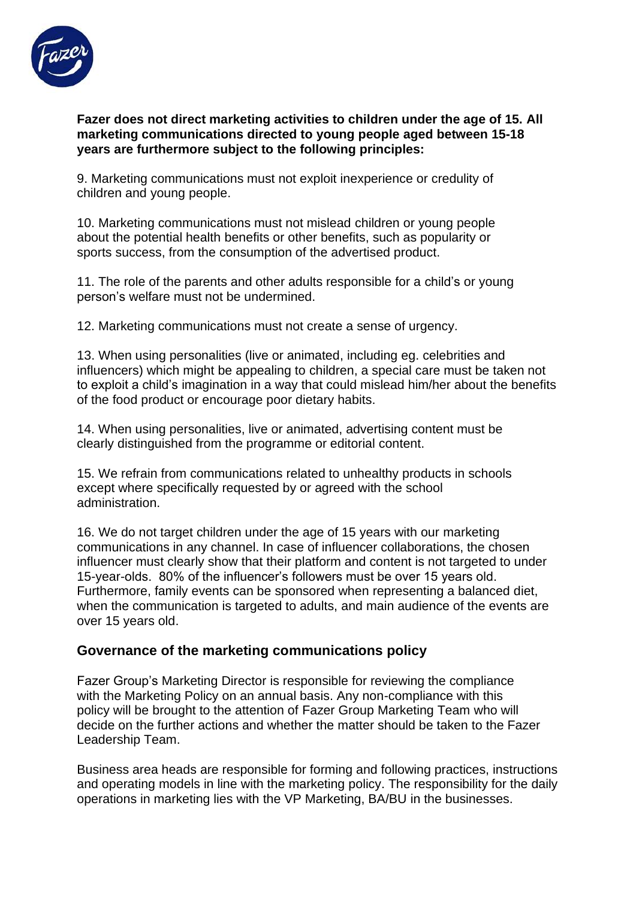**Fazer does not direct marketing activities to children under the age of 15. All marketing communications directed to young people aged between 15-18 years are furthermore subject to the following principles:**

9. Marketing communications must not exploit inexperience or credulity of children and young people.

10. Marketing communications must not mislead children or young people about the potential health benefits or other benefits, such as popularity or sports success, from the consumption of the advertised product.

11. The role of the parents and other adults responsible for a child's or young person's welfare must not be undermined.

12. Marketing communications must not create a sense of urgency.

13. When using personalities (live or animated, including eg. celebrities and influencers) which might be appealing to children, a special care must be taken not to exploit a child's imagination in a way that could mislead him/her about the benefits of the food product or encourage poor dietary habits.

14. When using personalities, live or animated, advertising content must be clearly distinguished from the programme or editorial content.

15. We refrain from communications related to unhealthy products in schools except where specifically requested by or agreed with the school administration.

16. We do not target children under the age of 15 years with our marketing communications in any channel. In case of influencer collaborations, the chosen influencer must clearly show that their platform and content is not targeted to under 15-year-olds. 80% of the influencer's followers must be over 15 years old. Furthermore, family events can be sponsored when representing a balanced diet, when the communication is targeted to adults, and main audience of the events are over 15 years old.

## Governance of the marketing communications policy

Fazer Group's Marketing Director is responsible for reviewing the compliance with the Marketing Policy on an annual basis. Any non-compliance with this policy will be brought to the attention of Fazer Group Marketing Team who will decide on the further actions and whether the matter should be taken to the Fazer Leadership Team.

Business area heads are responsible for forming and following practices, instructions and operating models in line with the marketing policy. The responsibility for the daily operations in marketing lies with the VP Marketing, BA/BU in the businesses.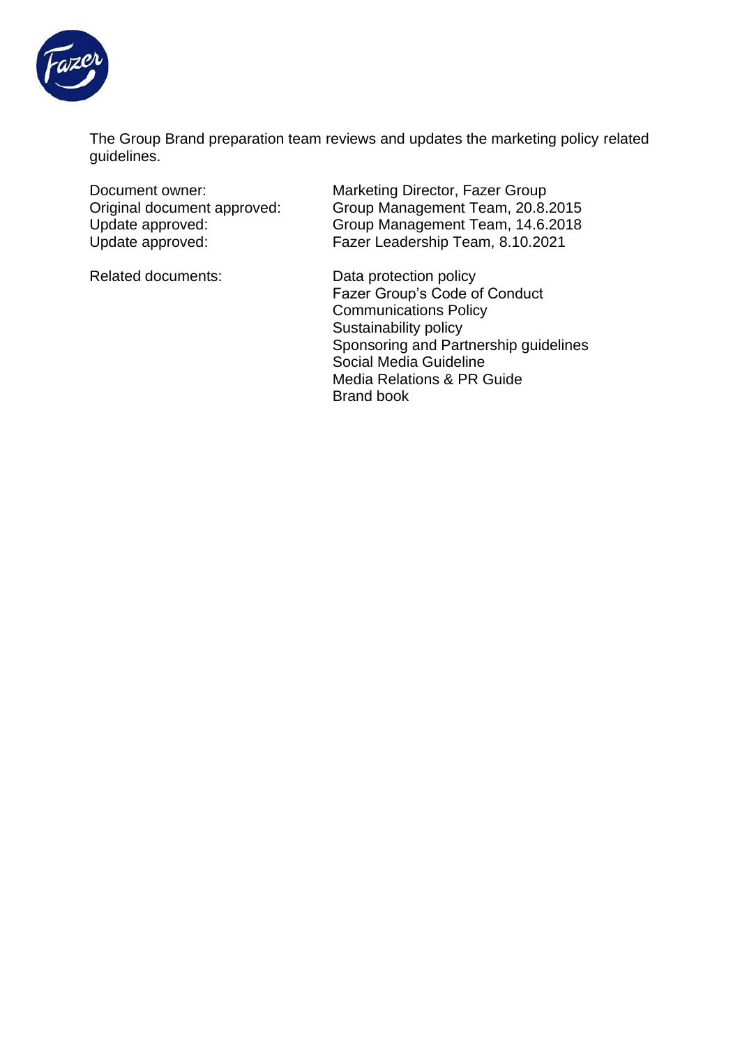The Group Brand preparation team reviews and updates the marketing policy related guidelines.

| | |
|---|---|
| Document owner: | Marketing Director, Fazer Group |
| Original document approved: | Group Management Team, 20.8.2015 |
| Update approved: | Group Management Team, 14.6.2018 |
| Update approved: | Fazer Leadership Team, 8.10.2021 |

| | |
|---|---|
| Related documents: | Data protection policy |
| | Fazer Group's Code of Conduct |
| | Communications Policy |
| | Sustainability policy |
| | Sponsoring and Partnership guidelines |
| | Social Media Guideline |
| | Media Relations & PR Guide |
| | Brand book |